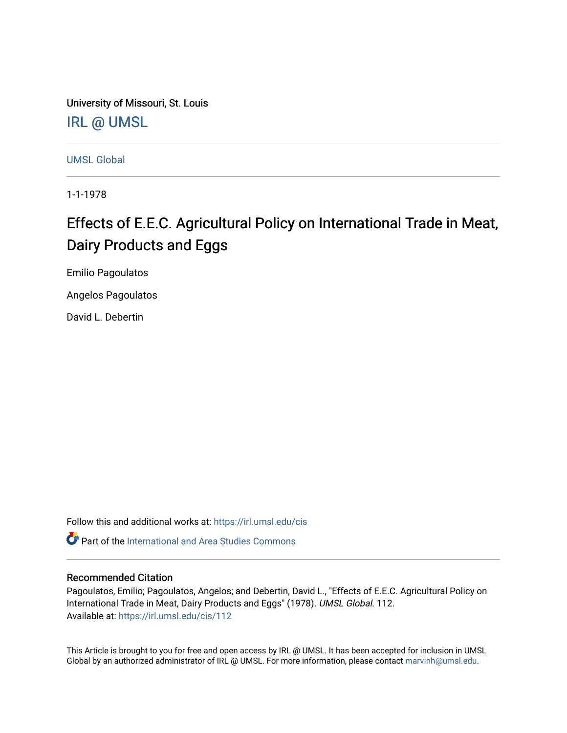University of Missouri, St. Louis

IRL @ UMSL

UMSL Global

1-1-1978

# Effects of E.E.C. Agricultural Policy on International Trade in Meat, Dairy Products and Eggs

Emilio Pagoulatos

Angelos Pagoulatos

David L. Debertin

Follow this and additional works at: https://irl.umsl.edu/cis

Part of the International and Area Studies Commons

## Recommended Citation

Pagoulatos, Emilio; Pagoulatos, Angelos; and Debertin, David L., "Effects of E.E.C. Agricultural Policy on International Trade in Meat, Dairy Products and Eggs" (1978). *UMSL Global*. 112.
Available at: https://irl.umsl.edu/cis/112

This Article is brought to you for free and open access by IRL @ UMSL. It has been accepted for inclusion in UMSL Global by an authorized administrator of IRL @ UMSL. For more information, please contact marvinh@umsl.edu.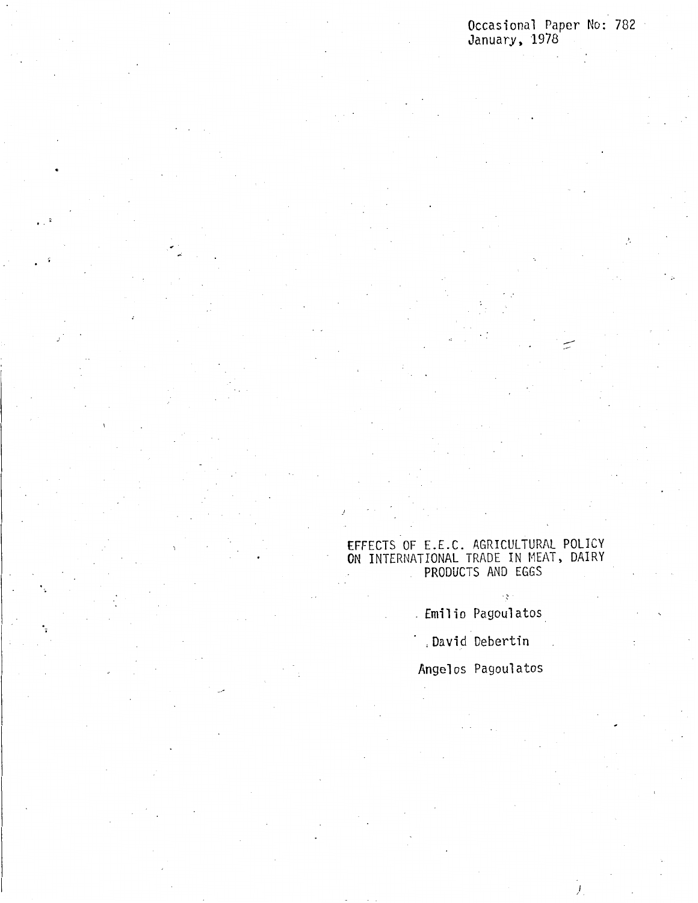Occasional Paper No: 782
January, 1978

# EFFECTS OF E.E.C. AGRICULTURAL POLICY ON INTERNATIONAL TRADE IN MEAT, DAIRY PRODUCTS AND EGGS

Emilio Pagoulatos

David Debertin

Angelos Pagoulatos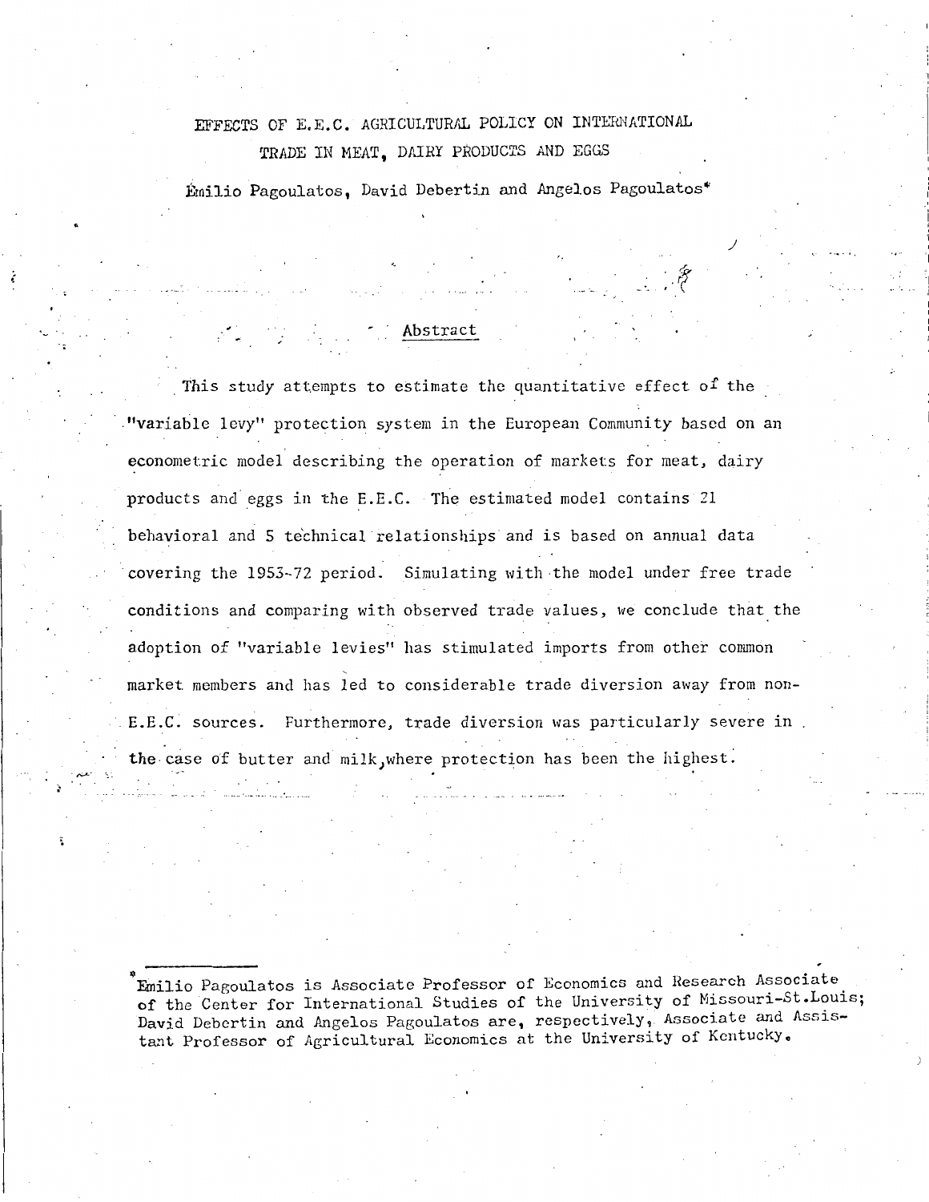# EFFECTS OF E.E.C. AGRICULTURAL POLICY ON INTERNATIONAL TRADE IN MEAT, DAIRY PRODUCTS AND EGGS

Emilio Pagoulatos, David Debertin and Angelos Pagoulatos*

## Abstract

This study attempts to estimate the quantitative effect of the "variable levy" protection system in the European Community based on an econometric model describing the operation of markets for meat, dairy products and eggs in the E.E.C. The estimated model contains 21 behavioral and 5 technical relationships and is based on annual data covering the 1953-72 period. Simulating with the model under free trade conditions and comparing with observed trade values, we conclude that the adoption of "variable levies" has stimulated imports from other common market members and has led to considerable trade diversion away from non-E.E.C. sources. Furthermore, trade diversion was particularly severe in the case of butter and milk, where protection has been the highest.

---

*Emilio Pagoulatos is Associate Professor of Economics and Research Associate of the Center for International Studies of the University of Missouri-St.Louis; David Debertin and Angelos Pagoulatos are, respectively, Associate and Assistant Professor of Agricultural Economics at the University of Kentucky.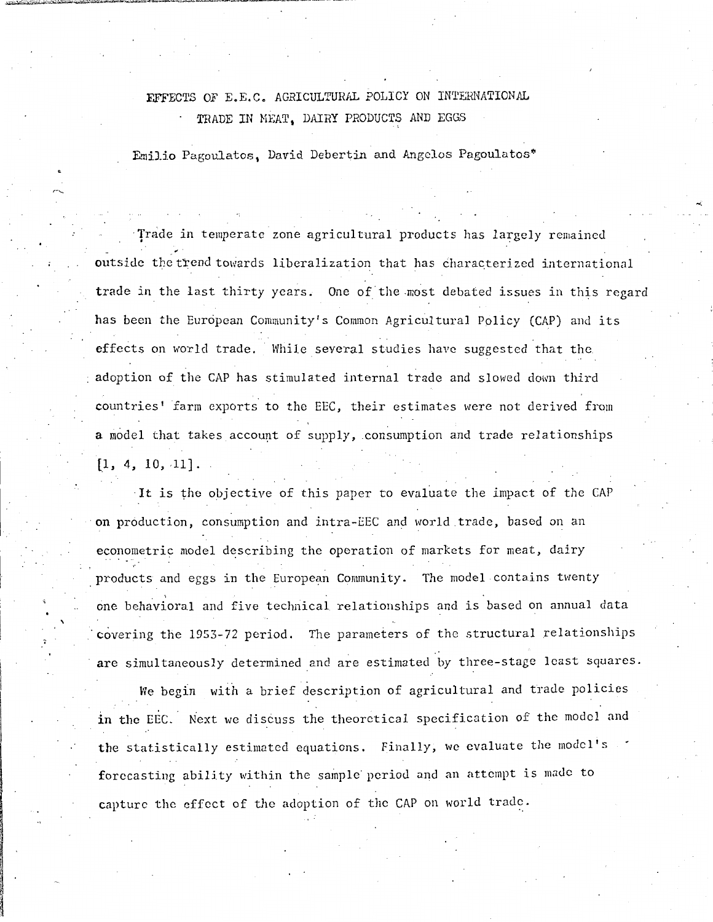# EFFECTS OF E.E.C. AGRICULTURAL POLICY ON INTERNATIONAL TRADE IN MEAT, DAIRY PRODUCTS AND EGGS

Emilio Pagoulatos, David Debertin and Angelos Pagoulatos*

Trade in temperate zone agricultural products has largely remained outside the trend towards liberalization that has characterized international trade in the last thirty years. One of the most debated issues in this regard has been the European Community's Common Agricultural Policy (CAP) and its effects on world trade. While several studies have suggested that the adoption of the CAP has stimulated internal trade and slowed down third countries' farm exports to the EEC, their estimates were not derived from a model that takes account of supply, consumption and trade relationships [1, 4, 10, 11].

It is the objective of this paper to evaluate the impact of the CAP on production, consumption and intra-EEC and world trade, based on an econometric model describing the operation of markets for meat, dairy products and eggs in the European Community. The model contains twenty one behavioral and five technical relationships and is based on annual data covering the 1953-72 period. The parameters of the structural relationships are simultaneously determined and are estimated by three-stage least squares.

We begin with a brief description of agricultural and trade policies in the EEC. Next we discuss the theoretical specification of the model and the statistically estimated equations. Finally, we evaluate the model's forecasting ability within the sample period and an attempt is made to capture the effect of the adoption of the CAP on world trade.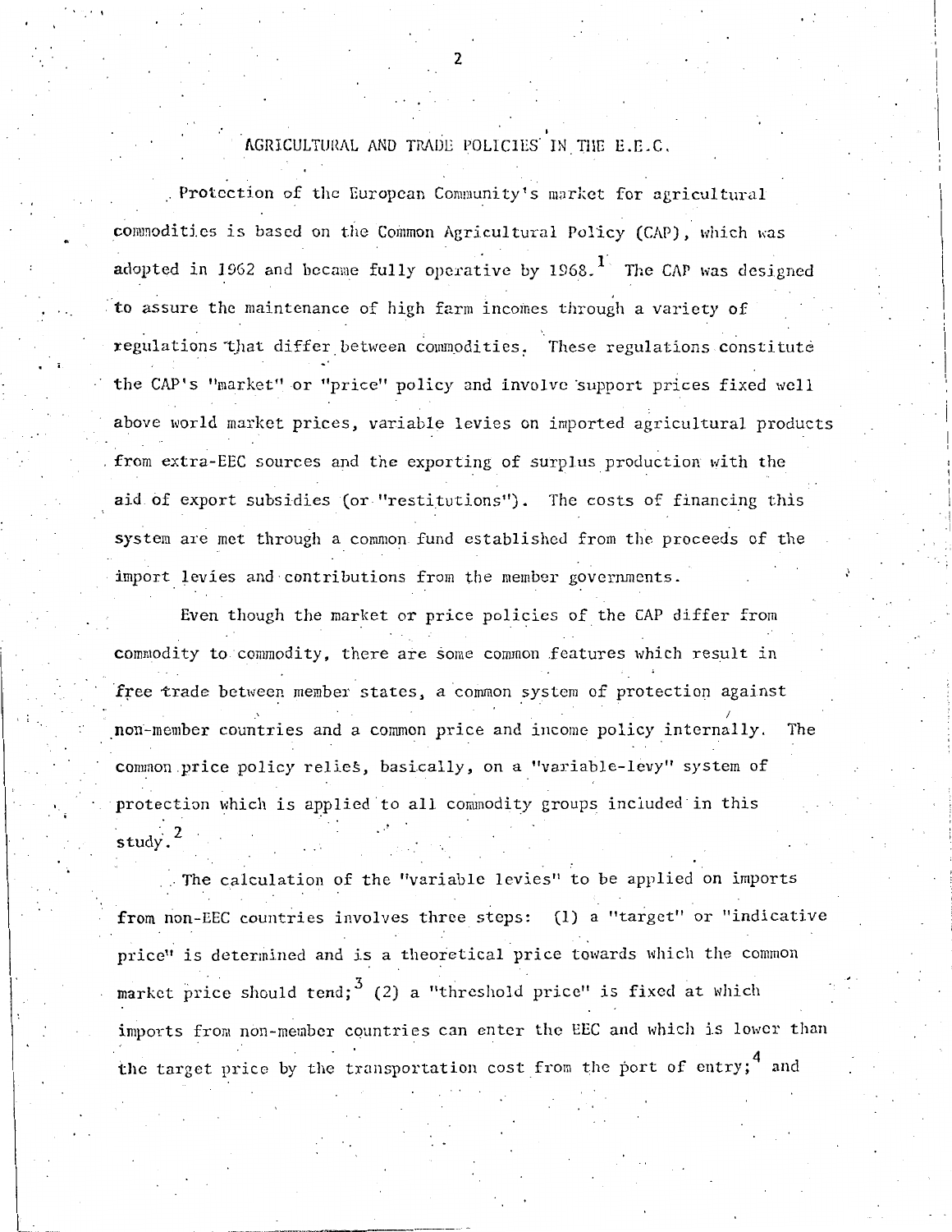## AGRICULTURAL AND TRADE POLICIES IN THE E.E.C.

Protection of the European Community's market for agricultural commodities is based on the Common Agricultural Policy (CAP), which was adopted in 1962 and became fully operative by 1968.[1] The CAP was designed to assure the maintenance of high farm incomes through a variety of regulations that differ between commodities. These regulations constitute the CAP's "market" or "price" policy and involve support prices fixed well above world market prices, variable levies on imported agricultural products from extra-EEC sources and the exporting of surplus production with the aid of export subsidies (or "restitutions"). The costs of financing this system are met through a common fund established from the proceeds of the import levies and contributions from the member governments.

Even though the market or price policies of the CAP differ from commodity to commodity, there are some common features which result in free trade between member states, a common system of protection against non-member countries and a common price and income policy internally. The common price policy relies, basically, on a "variable-levy" system of protection which is applied to all commodity groups included in this study.[2]

The calculation of the "variable levies" to be applied on imports from non-EEC countries involves three steps: (1) a "target" or "indicative price" is determined and is a theoretical price towards which the common market price should tend;[3] (2) a "threshold price" is fixed at which imports from non-member countries can enter the EEC and which is lower than the target price by the transportation cost from the port of entry;[4] and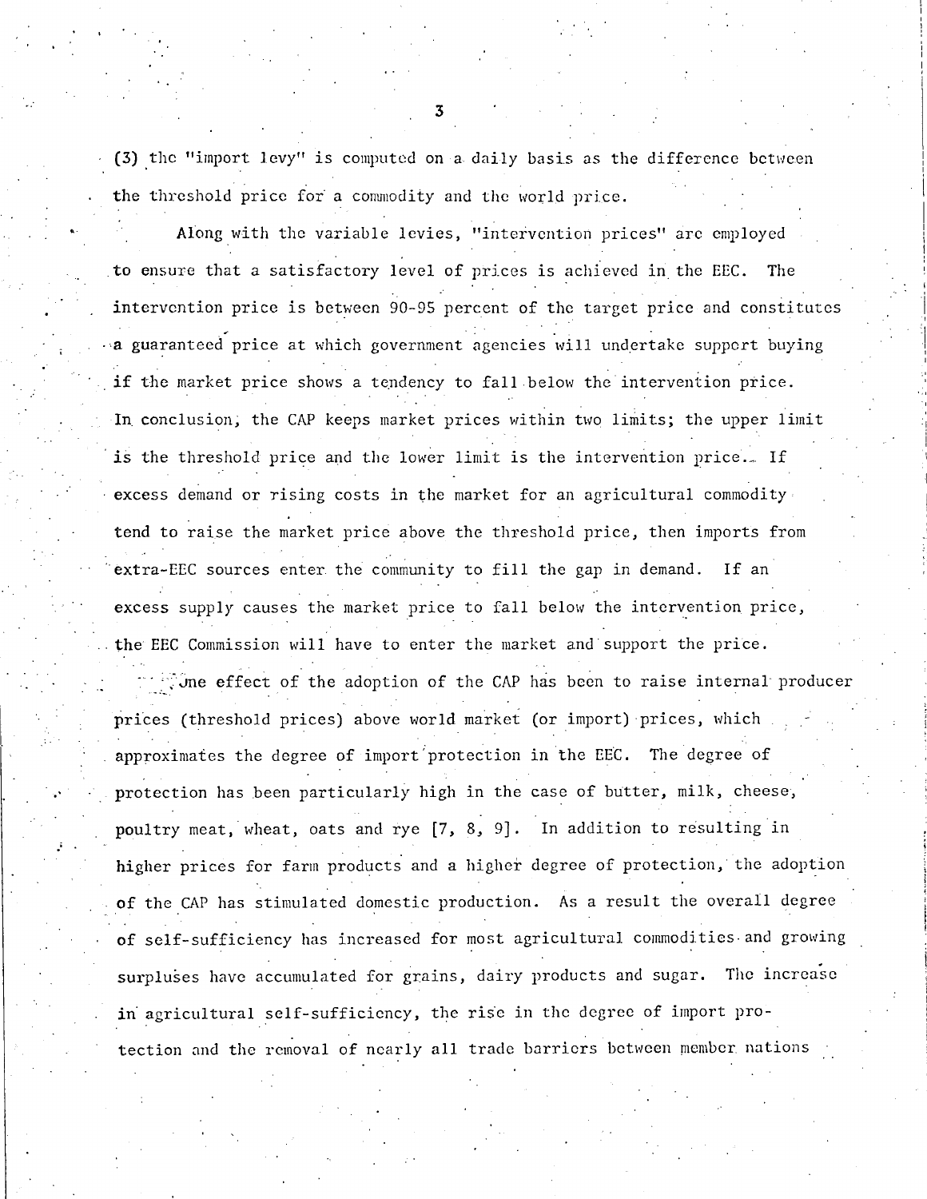(3) the "import levy" is computed on a daily basis as the difference between the threshold price for a commodity and the world price.

Along with the variable levies, "intervention prices" are employed to ensure that a satisfactory level of prices is achieved in the EEC. The intervention price is between 90-95 percent of the target price and constitutes a guaranteed price at which government agencies will undertake support buying if the market price shows a tendency to fall below the intervention price. In conclusion, the CAP keeps market prices within two limits; the upper limit is the threshold price and the lower limit is the intervention price. If excess demand or rising costs in the market for an agricultural commodity tend to raise the market price above the threshold price, then imports from extra-EEC sources enter the community to fill the gap in demand. If an excess supply causes the market price to fall below the intervention price, the EEC Commission will have to enter the market and support the price.

One effect of the adoption of the CAP has been to raise internal producer prices (threshold prices) above world market (or import) prices, which approximates the degree of import protection in the EEC. The degree of protection has been particularly high in the case of butter, milk, cheese, poultry meat, wheat, oats and rye [7, 8, 9]. In addition to resulting in higher prices for farm products and a higher degree of protection, the adoption of the CAP has stimulated domestic production. As a result the overall degree of self-sufficiency has increased for most agricultural commodities and growing surpluses have accumulated for grains, dairy products and sugar. The increase in agricultural self-sufficiency, the rise in the degree of import protection and the removal of nearly all trade barriers between member nations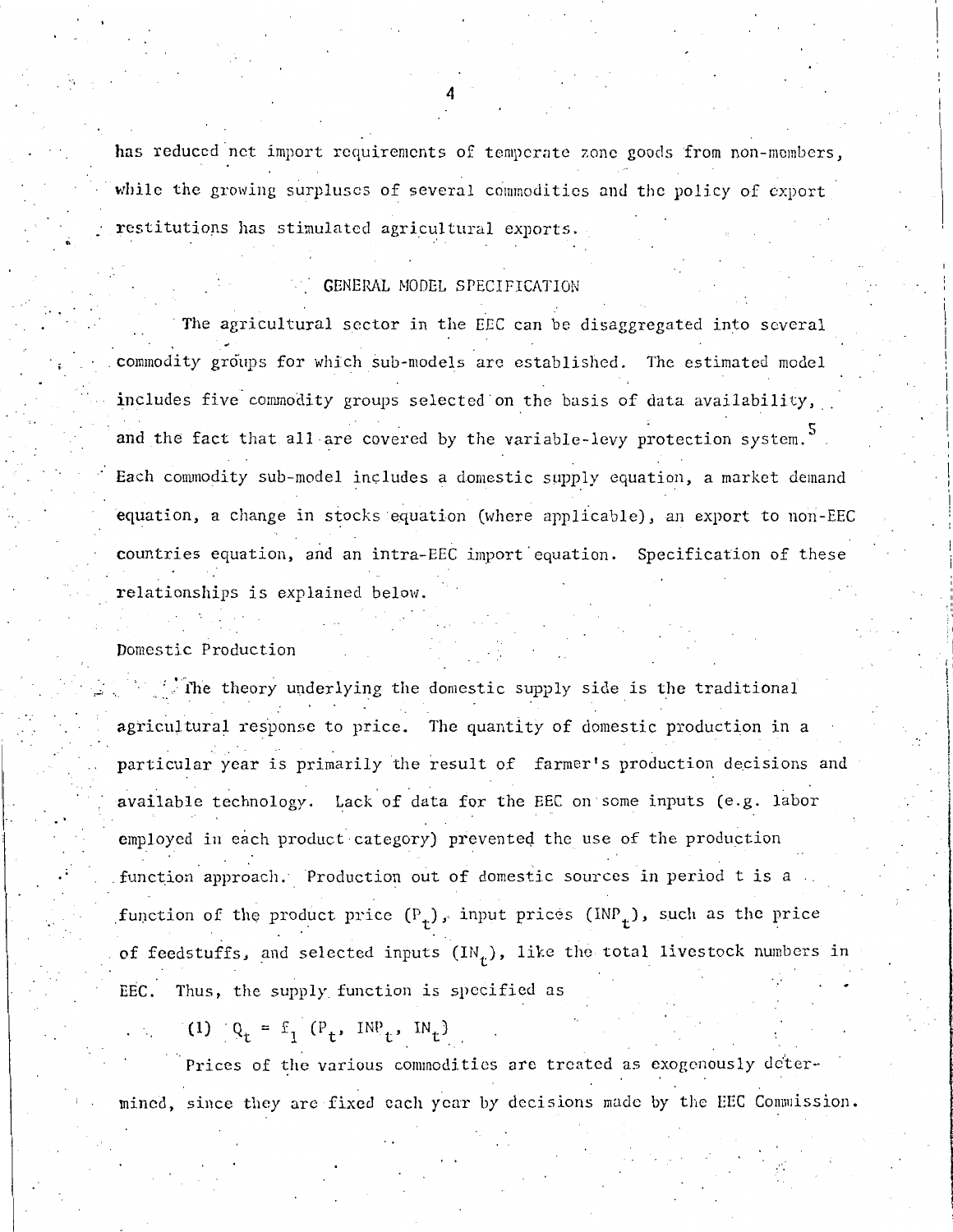has reduced net import requirements of temperate zone goods from non-members, while the growing surpluses of several commodities and the policy of export restitutions has stimulated agricultural exports.

## GENERAL MODEL SPECIFICATION

The agricultural sector in the EEC can be disaggregated into several commodity groups for which sub-models are established. The estimated model includes five commodity groups selected on the basis of data availability, and the fact that all are covered by the variable-levy protection system.[5] Each commodity sub-model includes a domestic supply equation, a market demand equation, a change in stocks equation (where applicable), an export to non-EEC countries equation, and an intra-EEC import equation. Specification of these relationships is explained below.

### Domestic Production

The theory underlying the domestic supply side is the traditional agricultural response to price. The quantity of domestic production in a particular year is primarily the result of farmer's production decisions and available technology. Lack of data for the EEC on some inputs (e.g. labor employed in each product category) prevented the use of the production function approach. Production out of domestic sources in period t is a function of the product price ($P_t$), input prices ($INP_t$), such as the price of feedstuffs, and selected inputs ($IN_t$), like the total livestock numbers in EEC. Thus, the supply function is specified as

$$(1)\quad Q_t = f_1\ (P_t,\ INP_t,\ IN_t)$$

Prices of the various commodities are treated as exogenously determined, since they are fixed each year by decisions made by the EEC Commission.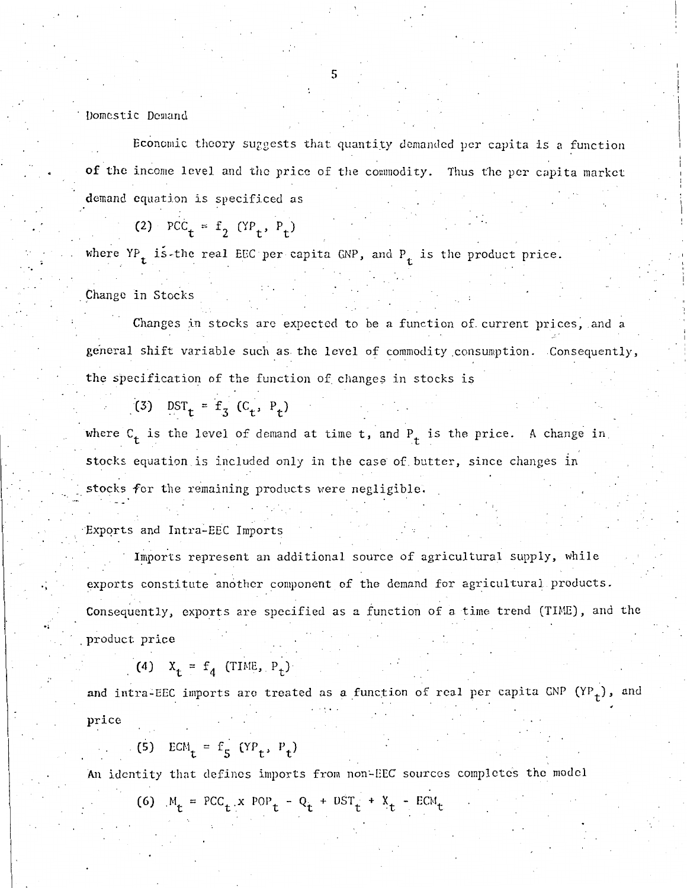## Domestic Demand

Economic theory suggests that quantity demanded per capita is a function of the income level and the price of the commodity. Thus the per capita market demand equation is specificed as

$$(2) \quad PCC_t = f_2 \, (YP_t, \, P_t)$$

where $YP_t$ is the real EEC per capita GNP, and $P_t$ is the product price.

## Change in Stocks

Changes in stocks are expected to be a function of current prices, and a general shift variable such as the level of commodity consumption. Consequently, the specification of the function of changes in stocks is

$$(3) \quad DST_t = f_3 \, (C_t, \, P_t)$$

where $C_t$ is the level of demand at time t, and $P_t$ is the price. A change in stocks equation is included only in the case of butter, since changes in stocks for the remaining products were negligible.

## Exports and Intra-EEC Imports

Imports represent an additional source of agricultural supply, while exports constitute another component of the demand for agricultural products. Consequently, exports are specified as a function of a time trend (TIME), and the product price

$$(4) \quad X_t = f_4 \, (TIME, \, P_t)$$

and intra-EEC imports are treated as a function of real per capita GNP ($YP_t$), and price

$$(5) \quad ECM_t = f_5 \, (YP_t, \, P_t)$$

An identity that defines imports from non-EEC sources completes the model

$$(6) \quad M_t = PCC_t \times POP_t - Q_t + DST_t + X_t - ECM_t$$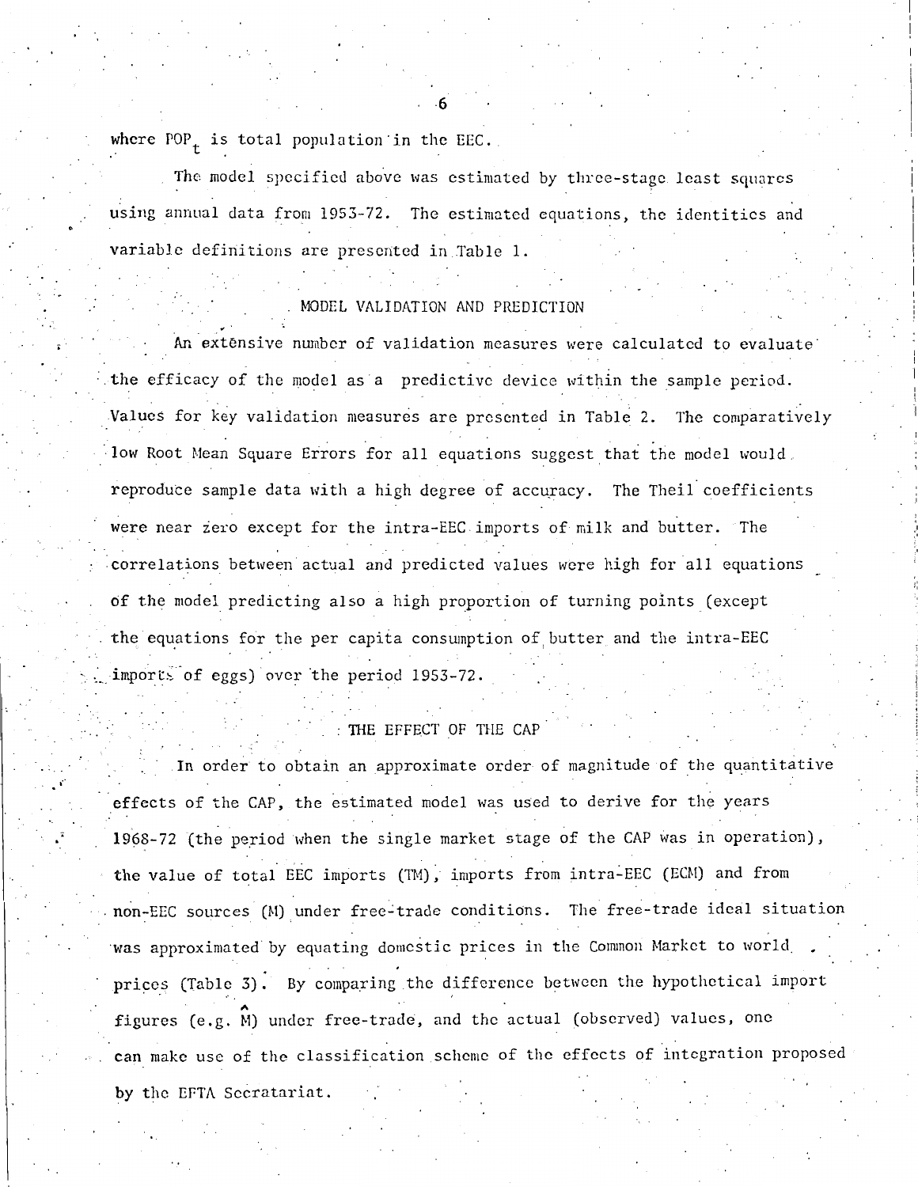where $POP_t$ is total population in the EEC.

The model specified above was estimated by three-stage least squares using annual data from 1953-72. The estimated equations, the identities and variable definitions are presented in Table 1.

## MODEL VALIDATION AND PREDICTION

An extensive number of validation measures were calculated to evaluate the efficacy of the model as a predictive device within the sample period. Values for key validation measures are presented in Table 2. The comparatively low Root Mean Square Errors for all equations suggest that the model would reproduce sample data with a high degree of accuracy. The Theil coefficients were near zero except for the intra-EEC imports of milk and butter. The correlations between actual and predicted values were high for all equations of the model predicting also a high proportion of turning points (except the equations for the per capita consumption of butter and the intra-EEC imports of eggs) over the period 1953-72.

## THE EFFECT OF THE CAP

In order to obtain an approximate order of magnitude of the quantitative effects of the CAP, the estimated model was used to derive for the years 1968-72 (the period when the single market stage of the CAP was in operation), the value of total EEC imports (TM), imports from intra-EEC (ECM) and from non-EEC sources (M) under free-trade conditions. The free-trade ideal situation was approximated by equating domestic prices in the Common Market to world prices (Table 3). By comparing the difference between the hypothetical import figures (e.g. $\hat{M}$) under free-trade, and the actual (observed) values, one can make use of the classification scheme of the effects of integration proposed by the EFTA Secratariat.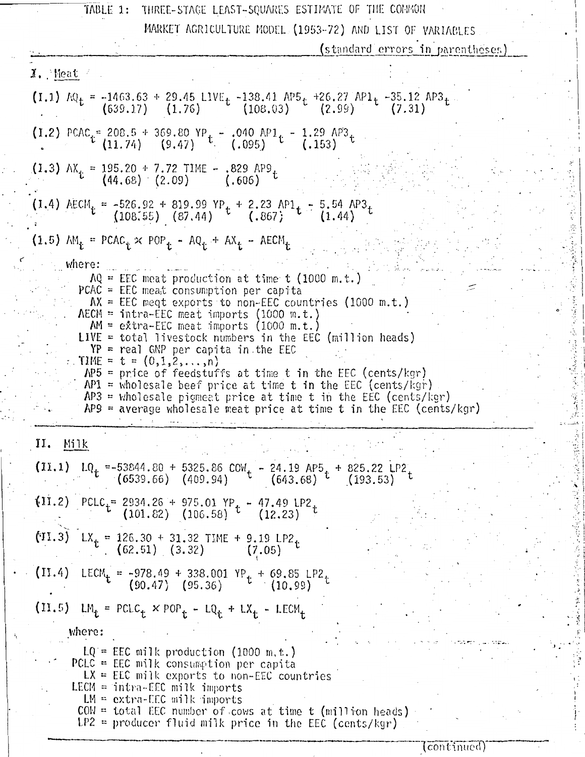TABLE 1: THREE-STAGE LEAST-SQUARES ESTIMATE OF THE COMMON MARKET AGRICULTURE MODEL (1953-72) AND LIST OF VARIABLES

(standard errors in parentheses)

## I. Meat

(I.1) $$AQ_t = -1463.63 + 29.45\ LIVE_t - 138.41\ AP5_t + 26.27\ AP1_t - 35.12\ AP3_t$$
$$\quad (639.17) \quad (1.76) \quad (108.03) \quad (2.99) \quad (7.31)$$

(I.2) $$PCAC_t = 208.5 + 369.80\ YP_t - .040\ AP1_t - 1.29\ AP3_t$$
$$\quad (11.74) \quad (9.47) \quad (.095) \quad (.153)$$

(I.3) $$AX_t = 195.20 + 7.72\ TIME - .829\ AP9_t$$
$$\quad (44.68) \quad (2.09) \quad (.606)$$

(I.4) $$AECM_t = -526.92 + 819.99\ YP_t + 2.23\ AP1_t - 5.54\ AP3_t$$
$$\quad (108.55) \quad (87.44) \quad (.867) \quad (1.44)$$

(I.5) $$AM_t = PCAC_t \times POP_t - AQ_t + AX_t - AECM_t$$

where:

- AQ = EEC meat production at time t (1000 m.t.)
- PCAC = EEC meat consumption per capita
- AX = EEC meqt exports to non-EEC countries (1000 m.t.)
- AECM = intra-EEC meat imports (1000 m.t.)
- AM = extra-EEC meat imports (1000 m.t.)
- LIVE = total livestock numbers in the EEC (million heads)
- YP = real GNP per capita in the EEC
- TIME = t = (0,1,2,...,n)
- AP5 = price of feedstuffs at time t in the EEC (cents/kgr)
- AP1 = wholesale beef price at time t in the EEC (cents/kgr)
- AP3 = wholesale pigmeat price at time t in the EEC (cents/kgr)
- AP9 = average wholesale meat price at time t in the EEC (cents/kgr)

## II. Milk

(II.1) $$LQ_t = -53844.80 + 5325.86\ COW_t - 24.19\ AP5_t + 825.22\ LP2_t$$
$$\quad (6539.66) \quad (409.94) \quad (643.68) \quad (193.53)$$

(II.2) $$PCLC_t = 2934.26 + 975.01\ YP_t - 47.49\ LP2_t$$
$$\quad (101.82) \quad (106.58) \quad (12.23)$$

(II.3) $$LX_t = 126.30 + 31.32\ TIME + 9.19\ LP2_t$$
$$\quad (62.51) \quad (3.32) \quad (7.05)$$

(II.4) $$LECM_t = -978.49 + 338.001\ YP_t + 69.85\ LP2_t$$
$$\quad (90.47) \quad (95.36) \quad (10.99)$$

(II.5) $$LM_t = PCLC_t \times POP_t - LQ_t + LX_t - LECM_t$$

where:

- LQ = EEC milk production (1000 m.t.)
- PCLC = EEC milk consumption per capita
- LX = EEC milk exports to non-EEC countries
- LECM = intra-EEC milk imports
- LM = extra-EEC milk imports
- COW = total EEC number of cows at time t (million heads)
- LP2 = producer fluid milk price in the EEC (cents/kgr)

(continued)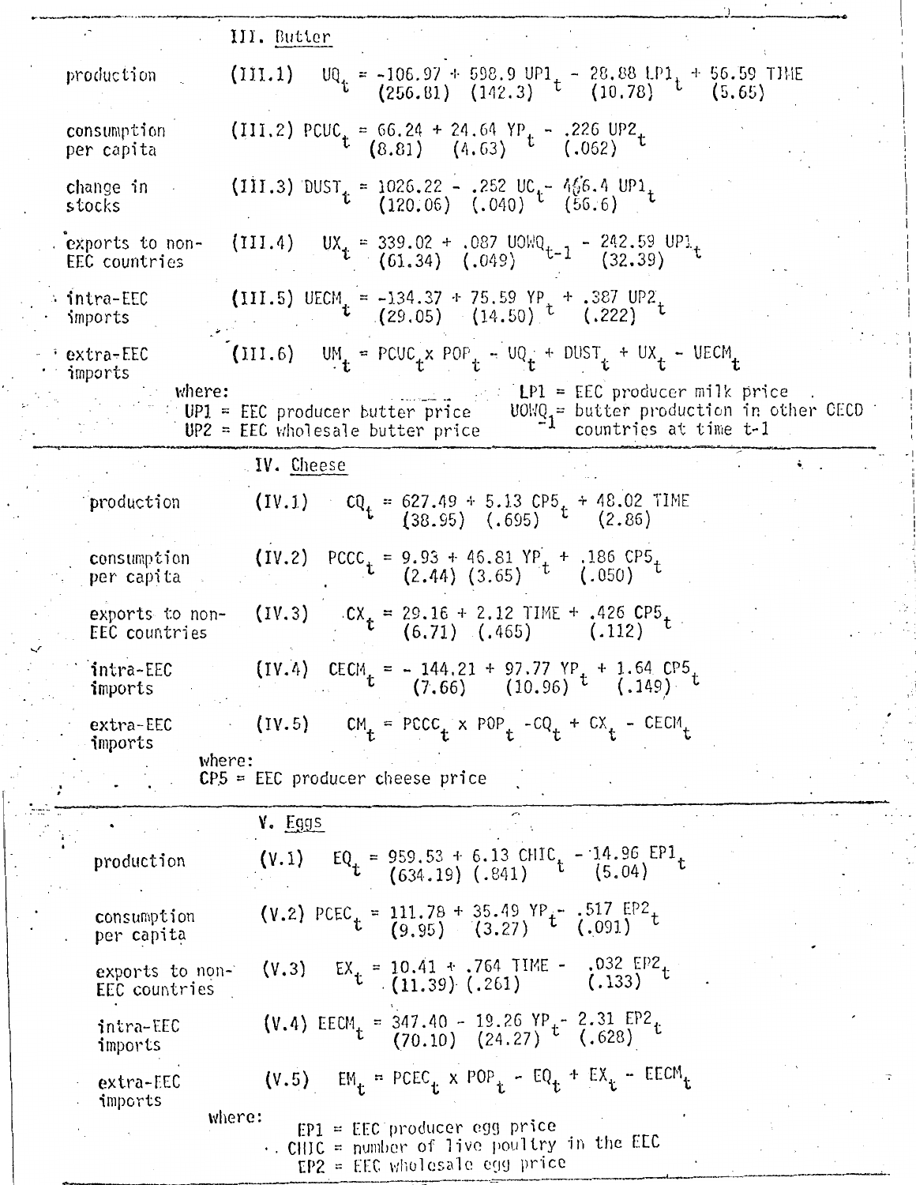## III. Butter

production (III.1)

$$UQ_t = -106.97 + 598.9\ UP1_t - 28.88\ LP1_t + 56.59\ TIME$$
$$\quad\ (256.81)\quad (142.3)\qquad\quad (10.78)\qquad\quad (5.65)$$

consumption per capita (III.2)

$$PCUC_t = 66.24 + 24.64\ YP_t - .226\ UP2_t$$
$$\quad\ (8.81)\quad (4.63)\qquad\quad (.062)$$

change in stocks (III.3)

$$DUST_t = 1026.22 - .252\ UC_t - 466.4\ UP1_t$$
$$\quad\ (120.06)\quad (.040)\qquad\quad (56.6)$$

exports to non-EEC countries (III.4)

$$UX_t = 339.02 + .087\ UOWQ_{t-1} - 242.59\ UP1_t$$
$$\quad\ (61.34)\quad (.049)\qquad\quad (32.39)$$

intra-EEC imports (III.5)

$$UECM_t = -134.37 + 75.59\ YP_t + .387\ UP2_t$$
$$\quad\ (29.05)\quad (14.50)\qquad\quad (.222)$$

extra-EEC imports (III.6)

$$UM_t = PCUC_t \times POP_t - UQ_t + DUST_t + UX_t - UECM_t$$

where:
UP1 = EEC producer butter price
UP2 = EEC wholesale butter price
LP1 = EEC producer milk price
$UOWQ_{-1}$ = butter production in other OECD countries at time t-1

## IV. Cheese

production (IV.1)

$$CQ_t = 627.49 + 5.13\ CP5_t + 48.02\ TIME$$
$$\quad\ (38.95)\quad (.695)\qquad\quad (2.86)$$

consumption per capita (IV.2)

$$PCCC_t = 9.93 + 46.81\ YP_t + .186\ CP5_t$$
$$\quad\ (2.44)\quad (3.65)\qquad\quad (.050)$$

exports to non-EEC countries (IV.3)

$$CX_t = 29.16 + 2.12\ TIME + .426\ CP5_t$$
$$\quad\ (6.71)\quad (.465)\qquad\quad (.112)$$

intra-EEC imports (IV.4)

$$CECM_t = -144.21 + 97.77\ YP_t + 1.64\ CP5_t$$
$$\quad\ (7.66)\quad (10.96)\qquad\quad (.149)$$

extra-EEC imports (IV.5)

$$CM_t = PCCC_t \times POP_t - CQ_t + CX_t - CECM_t$$

where:
CP5 = EEC producer cheese price

## V. Eggs

production (V.1)

$$EQ_t = 959.53 + 6.13\ CHIC_t - 14.96\ EP1_t$$
$$\quad\ (634.19)\quad (.841)\qquad\quad (5.04)$$

consumption per capita (V.2)

$$PCEC_t = 111.78 + 35.49\ YP_t - .517\ EP2_t$$
$$\quad\ (9.95)\quad (3.27)\qquad\quad (.091)$$

exports to non-EEC countries (V.3)

$$EX_t = 10.41 + .764\ TIME - .032\ EP2_t$$
$$\quad\ (11.39)\quad (.261)\qquad\quad (.133)$$

intra-EEC imports (V.4)

$$EECM_t = 347.40 - 19.26\ YP_t - 2.31\ EP2_t$$
$$\quad\ (70.10)\quad (24.27)\qquad\quad (.628)$$

extra-EEC imports (V.5)

$$EM_t = PCEC_t \times POP_t - EQ_t + EX_t - EECM_t$$

where:
EP1 = EEC producer egg price
CHIC = number of live poultry in the EEC
EP2 = EEC wholesale egg price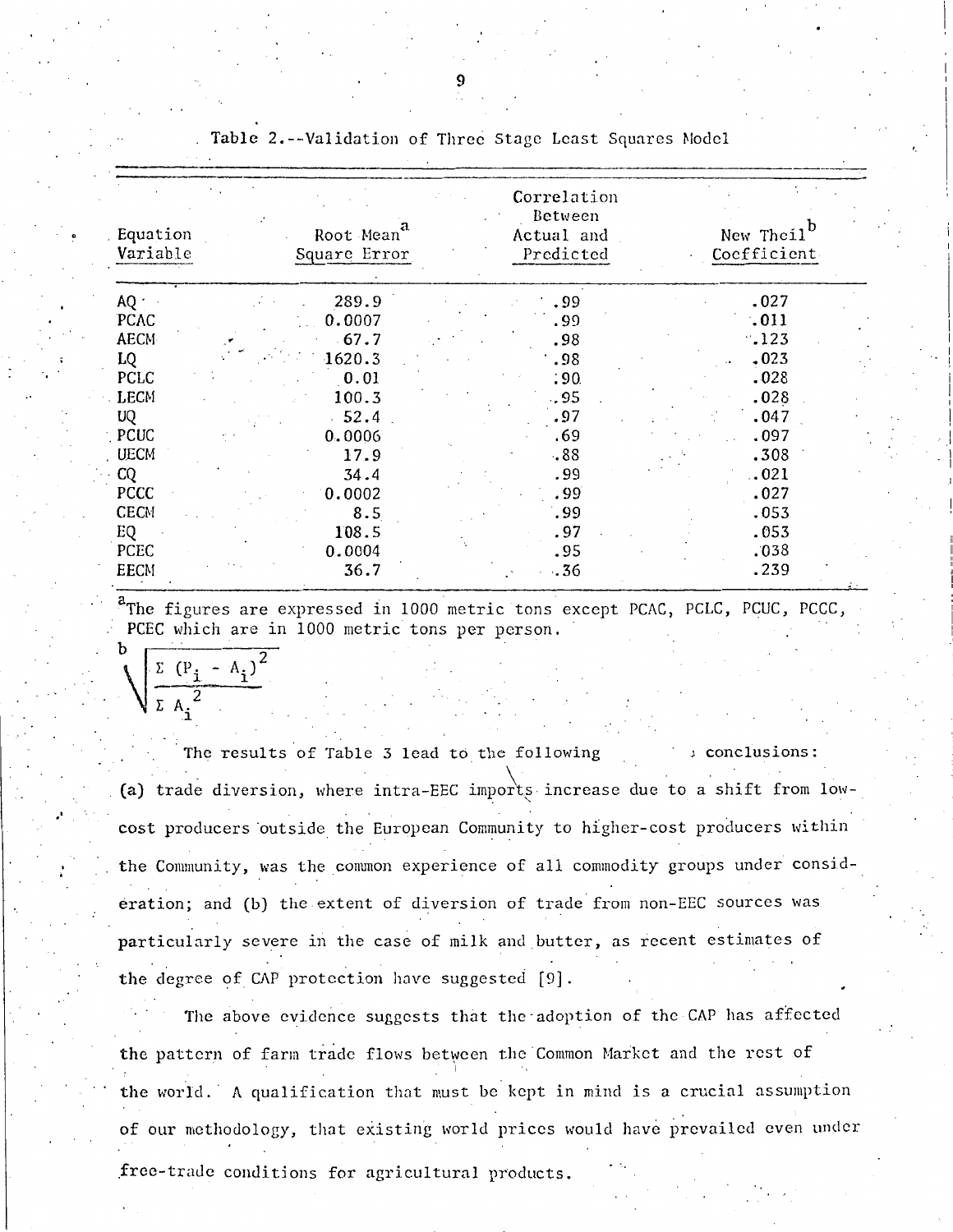Table 2.--Validation of Three Stage Least Squares Model

| Equation Variable | Root Mean[a] Square Error | Correlation Between Actual and Predicted | New Theil[b] Coefficient |
|---|---|---|---|
| AQ | 289.9 | .99 | .027 |
| PCAC | 0.0007 | .99 | .011 |
| AECM | 67.7 | .98 | .123 |
| LQ | 1620.3 | .98 | .023 |
| PCLC | 0.01 | .90 | .028 |
| LECM | 100.3 | .95 | .028 |
| UQ | 52.4 | .97 | .047 |
| PCUC | 0.0006 | .69 | .097 |
| UECM | 17.9 | .88 | .308 |
| CQ | 34.4 | .99 | .021 |
| PCCC | 0.0002 | .99 | .027 |
| CECM | 8.5 | .99 | .053 |
| EQ | 108.5 | .97 | .053 |
| PCEC | 0.0004 | .95 | .038 |
| EECM | 36.7 | .36 | .239 |

[a]The figures are expressed in 1000 metric tons except PCAC, PCLC, PCUC, PCCC, PCEC which are in 1000 metric tons per person.

[b] $\sqrt{\frac{\Sigma (P_i - A_i)^2}{\Sigma A_i^2}}$

The results of Table 3 lead to the following conclusions: (a) trade diversion, where intra-EEC imports increase due to a shift from low-cost producers outside the European Community to higher-cost producers within the Community, was the common experience of all commodity groups under consideration; and (b) the extent of diversion of trade from non-EEC sources was particularly severe in the case of milk and butter, as recent estimates of the degree of CAP protection have suggested [9].

The above evidence suggests that the adoption of the CAP has affected the pattern of farm trade flows between the Common Market and the rest of the world. A qualification that must be kept in mind is a crucial assumption of our methodology, that existing world prices would have prevailed even under free-trade conditions for agricultural products.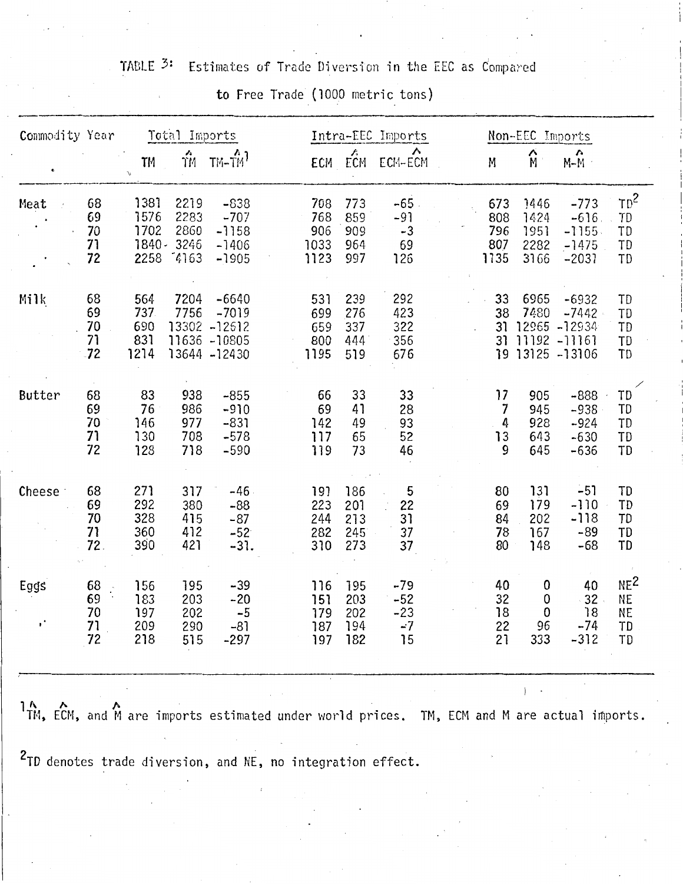TABLE 3: Estimates of Trade Diversion in the EEC as Compared to Free Trade (1000 metric tons)

| Commodity | Year | Total Imports | | | Intra-EEC Imports | | | Non-EEC Imports | | | |
|---|---|---|---|---|---|---|---|---|---|---|---|
| | | TM | $\hat{TM}$ | $TM-\hat{TM}$[1] | ECM | $\hat{ECM}$ | $ECM-\hat{ECM}$ | M | $\hat{M}$ | $M-\hat{M}$ | |
| Meat | 68 | 1381 | 2219 | -838 | 708 | 773 | -65 | 673 | 1446 | -773 | TD[2] |
| | 69 | 1576 | 2283 | -707 | 768 | 859 | -91 | 808 | 1424 | -616 | TD |
| | 70 | 1702 | 2860 | -1158 | 906 | 909 | -3 | 796 | 1951 | -1155 | TD |
| | 71 | 1840 | 3246 | -1406 | 1033 | 964 | 69 | 807 | 2282 | -1475 | TD |
| | 72 | 2258 | 4163 | -1905 | 1123 | 997 | 126 | 1135 | 3166 | -2031 | TD |
| Milk | 68 | 564 | 7204 | -6640 | 531 | 239 | 292 | 33 | 6965 | -6932 | TD |
| | 69 | 737 | 7756 | -7019 | 699 | 276 | 423 | 38 | 7480 | -7442 | TD |
| | 70 | 690 | 13302 | -12612 | 659 | 337 | 322 | 31 | 12965 | -12934 | TD |
| | 71 | 831 | 11636 | -10805 | 800 | 444 | 356 | 31 | 11192 | -11161 | TD |
| | 72 | 1214 | 13644 | -12430 | 1195 | 519 | 676 | 19 | 13125 | -13106 | TD |
| Butter | 68 | 83 | 938 | -855 | 66 | 33 | 33 | 17 | 905 | -888 | TD |
| | 69 | 76 | 986 | -910 | 69 | 41 | 28 | 7 | 945 | -938 | TD |
| | 70 | 146 | 977 | -831 | 142 | 49 | 93 | 4 | 928 | -924 | TD |
| | 71 | 130 | 708 | -578 | 117 | 65 | 52 | 13 | 643 | -630 | TD |
| | 72 | 128 | 718 | -590 | 119 | 73 | 46 | 9 | 645 | -636 | TD |
| Cheese | 68 | 271 | 317 | -46 | 191 | 186 | 5 | 80 | 131 | -51 | TD |
| | 69 | 292 | 380 | -88 | 223 | 201 | 22 | 69 | 179 | -110 | TD |
| | 70 | 328 | 415 | -87 | 244 | 213 | 31 | 84 | 202 | -118 | TD |
| | 71 | 360 | 412 | -52 | 282 | 245 | 37 | 78 | 167 | -89 | TD |
| | 72 | 390 | 421 | -31. | 310 | 273 | 37 | 80 | 148 | -68 | TD |
| Eggs | 68 | 156 | 195 | -39 | 116 | 195 | -79 | 40 | 0 | 40 | NE[2] |
| | 69 | 183 | 203 | -20 | 151 | 203 | -52 | 32 | 0 | 32 | NE |
| | 70 | 197 | 202 | -5 | 179 | 202 | -23 | 18 | 0 | 18 | NE |
| | 71 | 209 | 290 | -81 | 187 | 194 | -7 | 22 | 96 | -74 | TD |
| | 72 | 218 | 515 | -297 | 197 | 182 | 15 | 21 | 333 | -312 | TD |

[1] $\hat{TM}$, $\hat{ECM}$, and $\hat{M}$ are imports estimated under world prices. TM, ECM and M are actual imports.

[2] TD denotes trade diversion, and NE, no integration effect.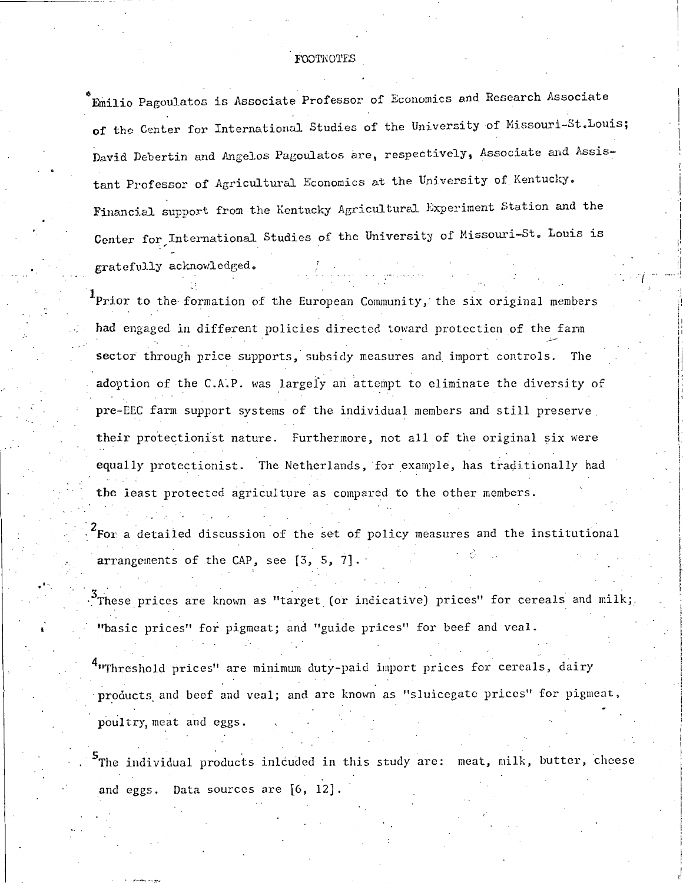# FOOTNOTES

*Emilio Pagoulatos is Associate Professor of Economics and Research Associate of the Center for International Studies of the University of Missouri-St.Louis; David Debertin and Angelos Pagoulatos are, respectively, Associate and Assistant Professor of Agricultural Economics at the University of Kentucky. Financial support from the Kentucky Agricultural Experiment Station and the Center for International Studies of the University of Missouri-St. Louis is gratefully acknowledged.

[1]Prior to the formation of the European Community, the six original members had engaged in different policies directed toward protection of the farm sector through price supports, subsidy measures and import controls. The adoption of the C.A.P. was largely an attempt to eliminate the diversity of pre-EEC farm support systems of the individual members and still preserve their protectionist nature. Furthermore, not all of the original six were equally protectionist. The Netherlands, for example, has traditionally had the least protected agriculture as compared to the other members.

[2]For a detailed discussion of the set of policy measures and the institutional arrangements of the CAP, see [3, 5, 7].

[3]These prices are known as "target (or indicative) prices" for cereals and milk; "basic prices" for pigmeat; and "guide prices" for beef and veal.

[4]"Threshold prices" are minimum duty-paid import prices for cereals, dairy products and beef and veal; and are known as "sluicegate prices" for pigmeat, poultry, meat and eggs.

[5]The individual products inlcuded in this study are: meat, milk, butter, cheese and eggs. Data sources are [6, 12].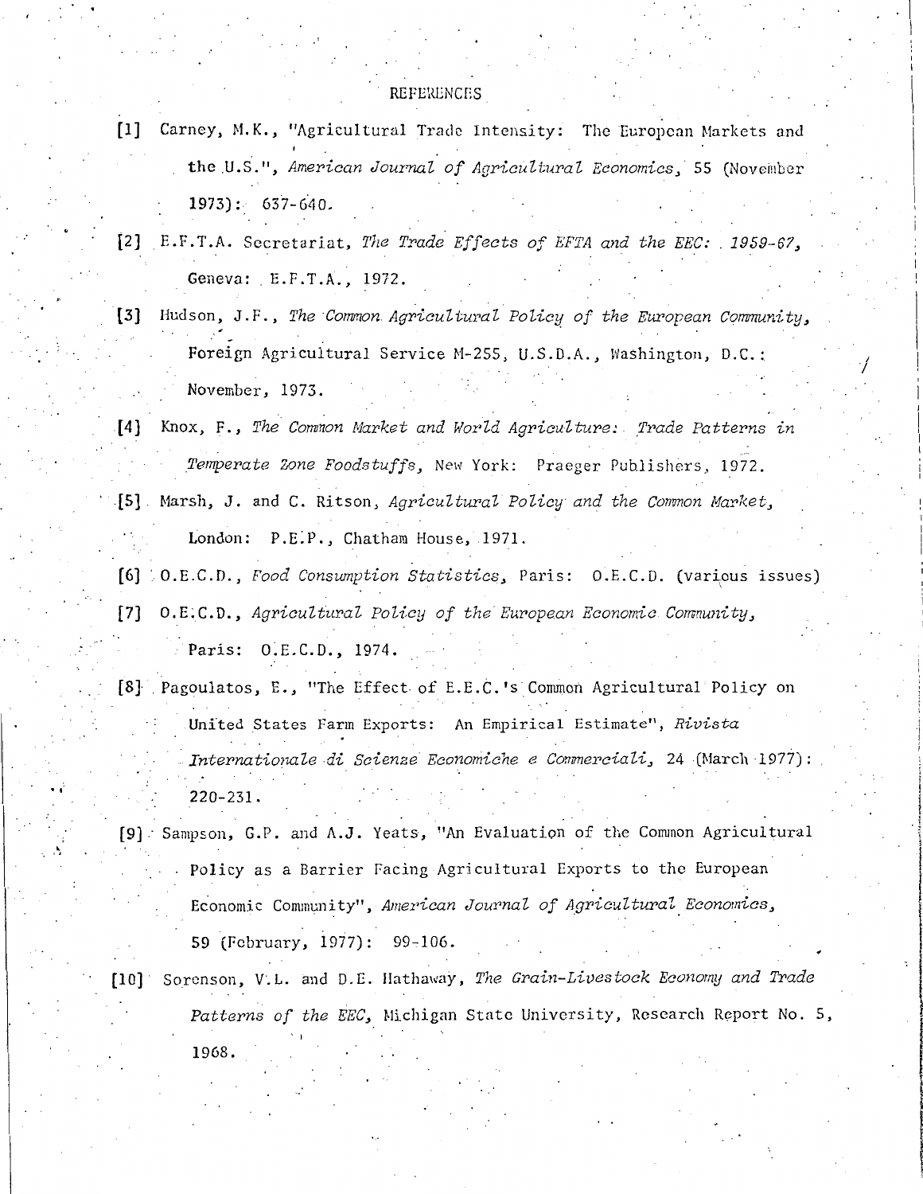# REFERENCES

[1] Carney, M.K., "Agricultural Trade Intensity: The European Markets and the U.S.", *American Journal of Agricultural Economics*, 55 (November 1973): 637-640.

[2] E.F.T.A. Secretariat, *The Trade Effects of EFTA and the EEC: 1959-67*, Geneva: E.F.T.A., 1972.

[3] Hudson, J.F., *The Common Agricultural Policy of the European Community*, Foreign Agricultural Service M-255, U.S.D.A., Washington, D.C.: November, 1973.

[4] Knox, F., *The Common Market and World Agriculture: Trade Patterns in Temperate Zone Foodstuffs*, New York: Praeger Publishers, 1972.

[5] Marsh, J. and C. Ritson, *Agricultural Policy and the Common Market*, London: P.E.P., Chatham House, 1971.

[6] O.E.C.D., *Food Consumption Statistics*, Paris: O.E.C.D. (various issues)

[7] O.E.C.D., *Agricultural Policy of the European Economic Community*, Paris: O.E.C.D., 1974.

[8] Pagoulatos, E., "The Effect of E.E.C.'s Common Agricultural Policy on United States Farm Exports: An Empirical Estimate", *Rivista Internationale di Scienze Economiche e Commerciali*, 24 (March 1977): 220-231.

[9] Sampson, G.P. and A.J. Yeats, "An Evaluation of the Common Agricultural Policy as a Barrier Facing Agricultural Exports to the European Economic Community", *American Journal of Agricultural Economics*, 59 (February, 1977): 99-106.

[10] Sorenson, V.L. and D.E. Hathaway, *The Grain-Livestock Economy and Trade Patterns of the EEC*, Michigan State University, Research Report No. 5, 1968.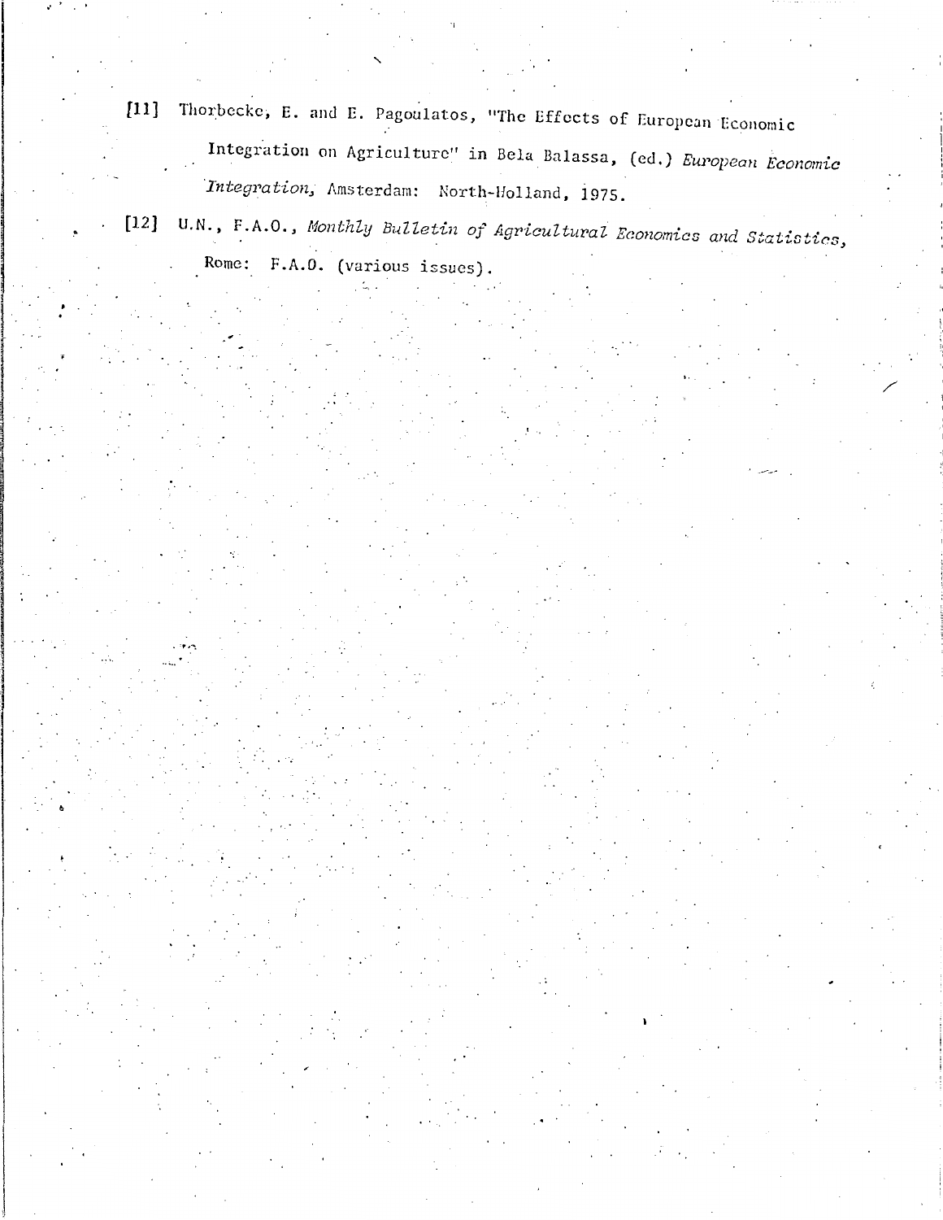[11] Thorbecke, E. and E. Pagoulatos, "The Effects of European Economic Integration on Agriculture" in Bela Balassa, (ed.) *European Economic Integration*, Amsterdam: North-Holland, 1975.

[12] U.N., F.A.O., *Monthly Bulletin of Agricultural Economics and Statistics*, Rome: F.A.O. (various issues).